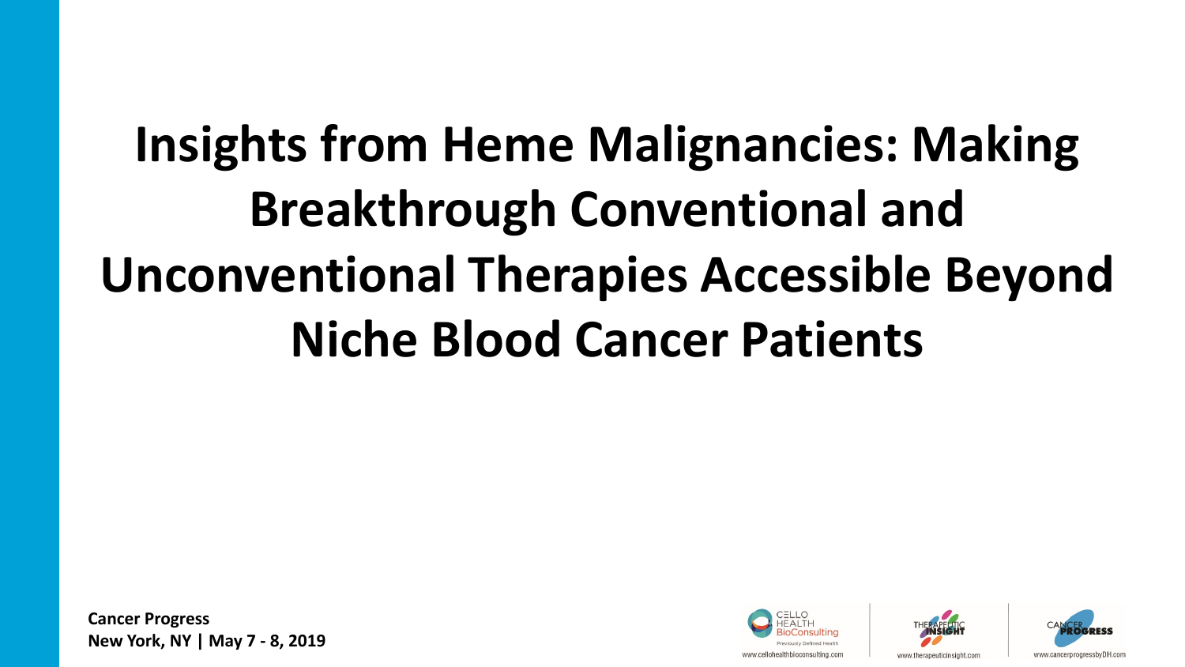# Insights from Heme Malignancies: Making Breakthrough Conventional and Unconventional Therapies Accessible Beyond Niche Blood Cancer Patients

**Cancer Progress**
**New York, NY | May 7 - 8, 2019**

www.cellohealthbioconsulting.com

www.therapeuticinsight.com

www.cancerprogressbyDH.com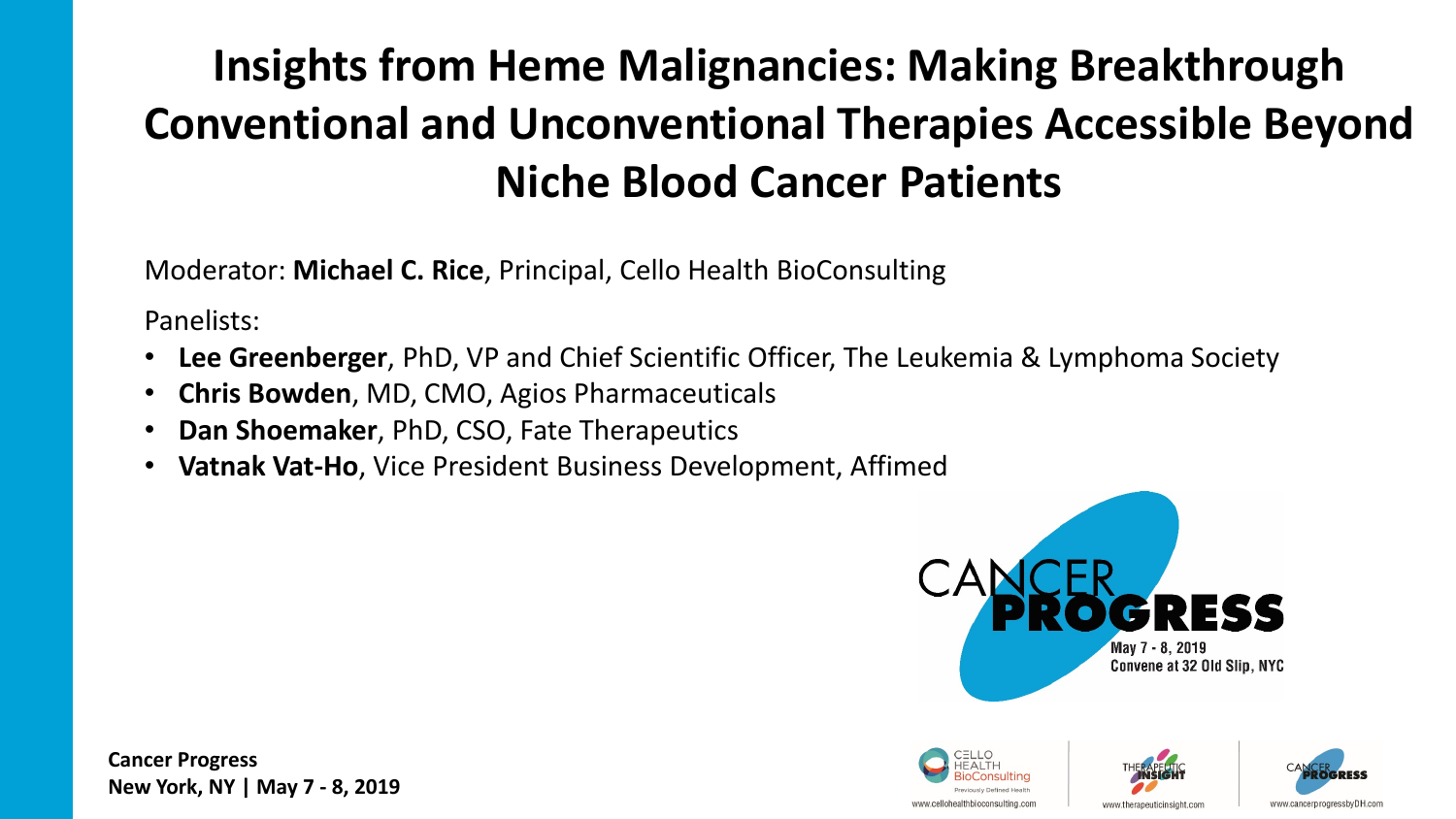# Insights from Heme Malignancies: Making Breakthrough Conventional and Unconventional Therapies Accessible Beyond Niche Blood Cancer Patients

Moderator: **Michael C. Rice**, Principal, Cello Health BioConsulting

Panelists:

- **Lee Greenberger**, PhD, VP and Chief Scientific Officer, The Leukemia & Lymphoma Society
- **Chris Bowden**, MD, CMO, Agios Pharmaceuticals
- **Dan Shoemaker**, PhD, CSO, Fate Therapeutics
- **Vatnak Vat-Ho**, Vice President Business Development, Affimed

CANCER PROGRESS
May 7 - 8, 2019
Convene at 32 Old Slip, NYC

**Cancer Progress**
**New York, NY | May 7 - 8, 2019**

CELLO HEALTH BioConsulting
Previously Defined Health
www.cellohealthbioconsulting.com

THERAPEUTIC INSIGHT
www.therapeuticinsight.com

CANCER PROGRESS
www.cancerprogressbyDH.com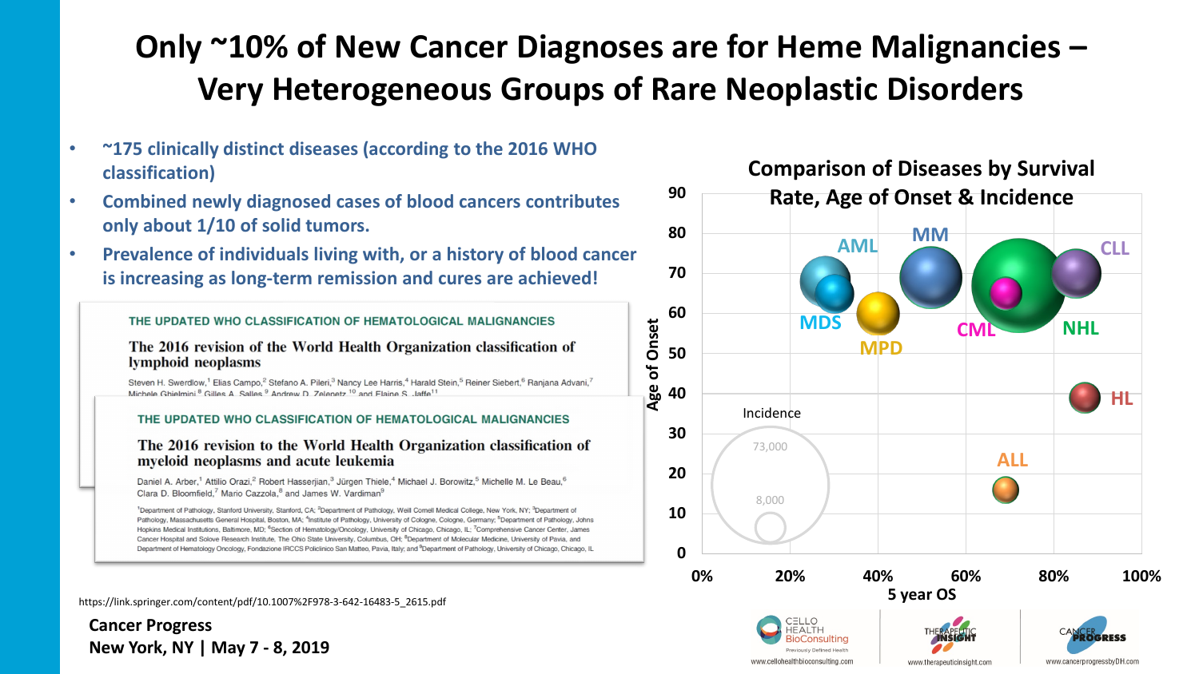# Only ~10% of New Cancer Diagnoses are for Heme Malignancies – Very Heterogeneous Groups of Rare Neoplastic Disorders

- **~175 clinically distinct diseases (according to the 2016 WHO classification)**
- **Combined newly diagnosed cases of blood cancers contributes only about 1/10 of solid tumors.**
- **Prevalence of individuals living with, or a history of blood cancer is increasing as long-term remission and cures are achieved!**

THE UPDATED WHO CLASSIFICATION OF HEMATOLOGICAL MALIGNANCIES

The 2016 revision of the World Health Organization classification of lymphoid neoplasms

Steven H. Swerdlow,[1] Elias Campo,[2] Stefano A. Pileri,[3] Nancy Lee Harris,[4] Harald Stein,[5] Reiner Siebert,[6] Ranjana Advani,[7] Michele Ghielmini,[8] Gilles A. Salles,[9] Andrew D. Zelenetz,[10] and Elaine S. Jaffe[11]

THE UPDATED WHO CLASSIFICATION OF HEMATOLOGICAL MALIGNANCIES

The 2016 revision to the World Health Organization classification of myeloid neoplasms and acute leukemia

Daniel A. Arber,[1] Attilio Orazi,[2] Robert Hasserjian,[3] Jürgen Thiele,[4] Michael J. Borowitz,[5] Michelle M. Le Beau,[6] Clara D. Bloomfield,[7] Mario Cazzola,[8] and James W. Vardiman[9]

[1]Department of Pathology, Stanford University, Stanford, CA; [2]Department of Pathology, Weill Cornell Medical College, New York, NY; [3]Department of Pathology, Massachusetts General Hospital, Boston, MA; [4]Institute of Pathology, University of Cologne, Cologne, Germany; [5]Department of Pathology, Johns Hopkins Medical Institutions, Baltimore, MD; [6]Section of Hematology/Oncology, University of Chicago, Chicago, IL; [7]Comprehensive Cancer Center, James Cancer Hospital and Solove Research Institute, The Ohio State University, Columbus, OH; [8]Department of Molecular Medicine, University of Pavia, and Department of Hematology Oncology, Fondazione IRCCS Policlinico San Matteo, Pavia, Italy; and [9]Department of Pathology, University of Chicago, Chicago, IL

https://link.springer.com/content/pdf/10.1007%2F978-3-642-16483-5_2615.pdf

**Comparison of Diseases by Survival Rate, Age of Onset & Incidence**

Y-axis: Age of Onset (0–90); X-axis: 5 year OS (0%–100%)

Labels: AML, MM, CLL, MDS, MPD, CML, NHL, HL, ALL

Incidence: 73,000; 8,000

**Cancer Progress**
**New York, NY | May 7 - 8, 2019**

CELLO HEALTH BioConsulting — Previously Defined Health — www.cellohealthbioconsulting.com
THERAPEUTIC INSIGHT — www.therapeuticinsight.com
CANCER PROGRESS — www.cancerprogressbyDH.com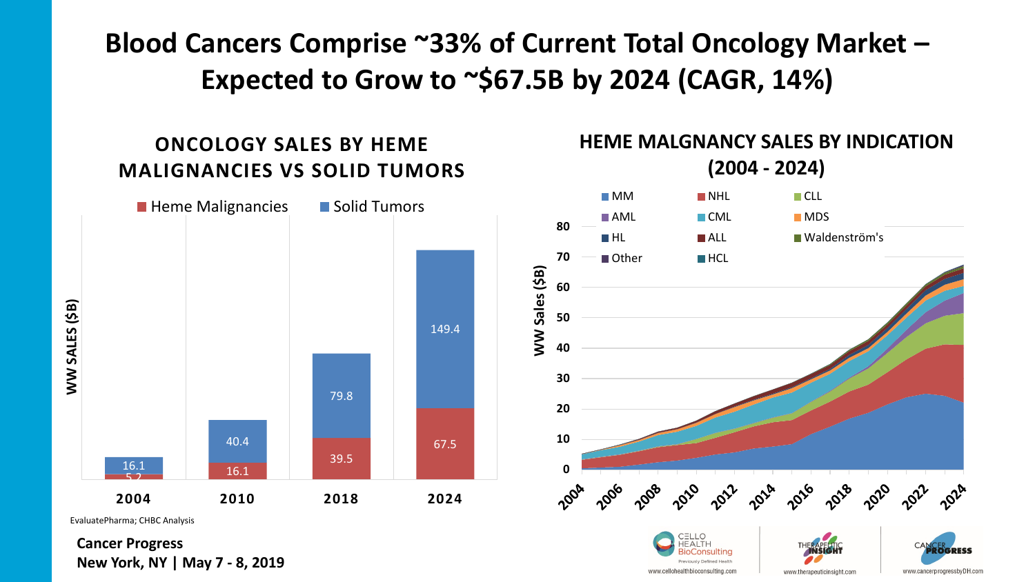# Blood Cancers Comprise ~33% of Current Total Oncology Market – Expected to Grow to ~$67.5B by 2024 (CAGR, 14%)

## ONCOLOGY SALES BY HEME MALIGNANCIES VS SOLID TUMORS

WW SALES ($B)

| Year | Heme Malignancies | Solid Tumors |
| --- | --- | --- |
| 2004 | 5.2 | 16.1 |
| 2010 | 16.1 | 40.4 |
| 2018 | 39.5 | 79.8 |
| 2024 | 67.5 | 149.4 |

EvaluatePharma; CHBC Analysis

## HEME MALGNANCY SALES BY INDICATION (2004 - 2024)

Legend: MM, NHL, CLL, AML, CML, MDS, HL, ALL, Waldenström's, Other, HCL

WW Sales ($B): 0, 10, 20, 30, 40, 50, 60, 70, 80

Years: 2004, 2006, 2008, 2010, 2012, 2014, 2016, 2018, 2020, 2022, 2024

**Cancer Progress**
**New York, NY | May 7 - 8, 2019**

CELLO HEALTH BioConsulting — Previously Defined Health — www.cellohealthbioconsulting.com
THERAPEUTIC INSIGHT — www.therapeuticinsight.com
CANCER PROGRESS — www.cancerprogressbyDH.com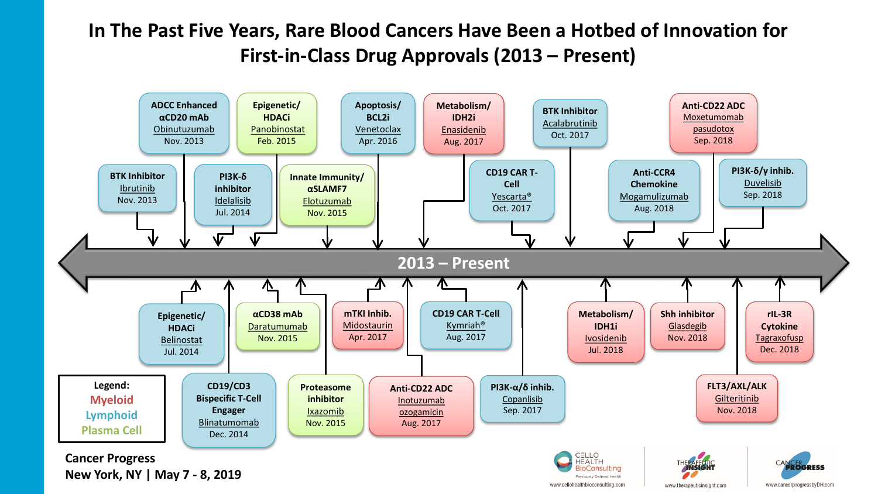# In The Past Five Years, Rare Blood Cancers Have Been a Hotbed of Innovation for First-in-Class Drug Approvals (2013 – Present)

**2013 – Present**

| Mechanism / Class | Drug | Approval |
|---|---|---|
| BTK Inhibitor | Ibrutinib | Nov. 2013 |
| ADCC Enhanced αCD20 mAb | Obinutuzumab | Nov. 2013 |
| Epigenetic/ HDACi | Belinostat | Jul. 2014 |
| PI3K-δ inhibitor | Idelalisib | Jul. 2014 |
| CD19/CD3 Bispecific T-Cell Engager | Blinatumomab | Dec. 2014 |
| Epigenetic/ HDACi | Panobinostat | Feb. 2015 |
| αCD38 mAb | Daratumumab | Nov. 2015 |
| Proteasome inhibitor | Ixazomib | Nov. 2015 |
| Innate Immunity/ αSLAMF7 | Elotuzumab | Nov. 2015 |
| Apoptosis/ BCL2i | Venetoclax | Apr. 2016 |
| mTKI Inhib. | Midostaurin | Apr. 2017 |
| Anti-CD22 ADC | Inotuzumab ozogamicin | Aug. 2017 |
| Metabolism/ IDH2i | Enasidenib | Aug. 2017 |
| CD19 CAR T-Cell | Kymriah® | Aug. 2017 |
| PI3K-α/δ inhib. | Copanlisib | Sep. 2017 |
| CD19 CAR T-Cell | Yescarta® | Oct. 2017 |
| BTK Inhibitor | Acalabrutinib | Oct. 2017 |
| Metabolism/ IDH1i | Ivosidenib | Jul. 2018 |
| Anti-CCR4 Chemokine | Mogamulizumab | Aug. 2018 |
| Shh inhibitor | Glasdegib | Nov. 2018 |
| Anti-CD22 ADC | Moxetumomab pasudotox | Sep. 2018 |
| FLT3/AXL/ALK | Gilteritinib | Nov. 2018 |
| PI3K-δ/γ inhib. | Duvelisib | Sep. 2018 |
| rIL-3R Cytokine | Tagraxofusp | Dec. 2018 |

**Legend:**
- Myeloid
- Lymphoid
- Plasma Cell

**Cancer Progress**
**New York, NY | May 7 - 8, 2019**

CELLO HEALTH BioConsulting — Previously Defined Health — www.cellohealthbioconsulting.com
THERAPEUTIC INSIGHT — www.therapeuticinsight.com
CANCER PROGRESS — www.cancerprogressbyDH.com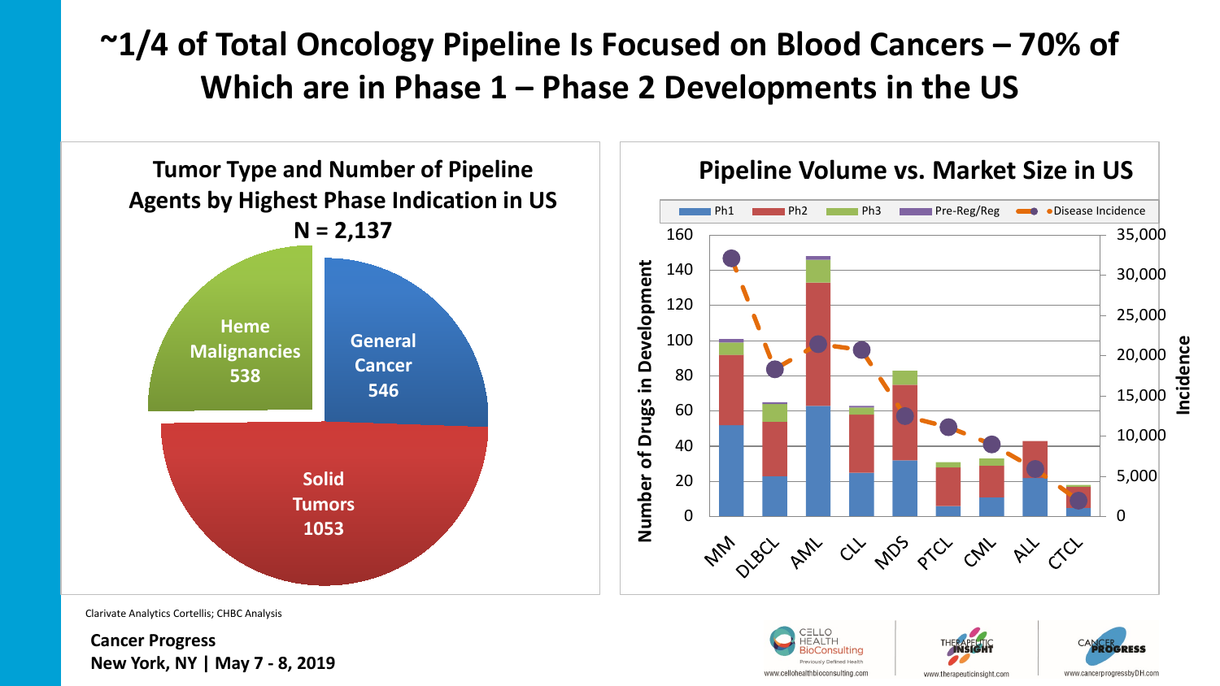# ~1/4 of Total Oncology Pipeline Is Focused on Blood Cancers – 70% of Which are in Phase 1 – Phase 2 Developments in the US

## Tumor Type and Number of Pipeline Agents by Highest Phase Indication in US

**N = 2,137**

- Heme Malignancies 538
- General Cancer 546
- Solid Tumors 1053

## Pipeline Volume vs. Market Size in US

Legend: Ph1, Ph2, Ph3, Pre-Reg/Reg, Disease Incidence

Left axis: Number of Drugs in Development (0–160)
Right axis: Incidence (0–35,000)

Categories: MM, DLBCL, AML, CLL, MDS, PTCL, CML, ALL, CTCL

Clarivate Analytics Cortellis; CHBC Analysis

**Cancer Progress**
**New York, NY | May 7 - 8, 2019**

www.cellohealthbioconsulting.com | www.therapeuticinsight.com | www.cancerprogressbyDH.com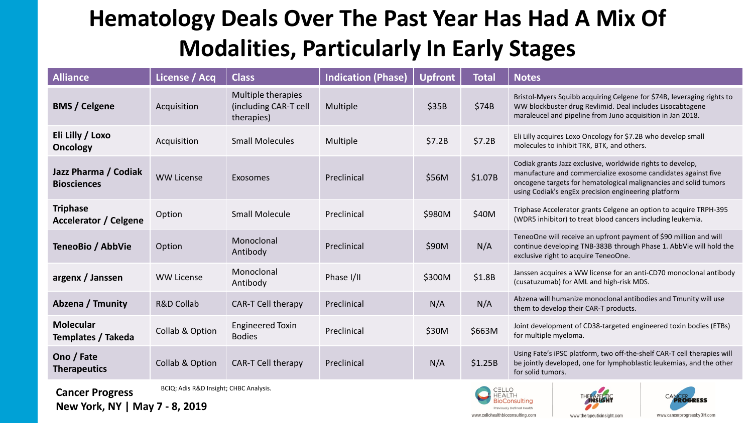# Hematology Deals Over The Past Year Has Had A Mix Of Modalities, Particularly In Early Stages

| Alliance | License / Acq | Class | Indication (Phase) | Upfront | Total | Notes |
|---|---|---|---|---|---|---|
| **BMS / Celgene** | Acquisition | Multiple therapies (including CAR-T cell therapies) | Multiple | $35B | $74B | Bristol-Myers Squibb acquiring Celgene for $74B, leveraging rights to WW blockbuster drug Revlimid. Deal includes Lisocabtagene maraleucel and pipeline from Juno acquisition in Jan 2018. |
| **Eli Lilly / Loxo Oncology** | Acquisition | Small Molecules | Multiple | $7.2B | $7.2B | Eli Lilly acquires Loxo Oncology for $7.2B who develop small molecules to inhibit TRK, BTK, and others. |
| **Jazz Pharma / Codiak Biosciences** | WW License | Exosomes | Preclinical | $56M | $1.07B | Codiak grants Jazz exclusive, worldwide rights to develop, manufacture and commercialize exosome candidates against five oncogene targets for hematological malignancies and solid tumors using Codiak's engEx precision engineering platform |
| **Triphase Accelerator / Celgene** | Option | Small Molecule | Preclinical | $980M | $40M | Triphase Accelerator grants Celgene an option to acquire TRPH-395 (WDR5 inhibitor) to treat blood cancers including leukemia. |
| **TeneoBio / AbbVie** | Option | Monoclonal Antibody | Preclinical | $90M | N/A | TeneoOne will receive an upfront payment of $90 million and will continue developing TNB-383B through Phase 1. AbbVie will hold the exclusive right to acquire TeneoOne. |
| **argenx / Janssen** | WW License | Monoclonal Antibody | Phase I/II | $300M | $1.8B | Janssen acquires a WW license for an anti-CD70 monoclonal antibody (cusatuzumab) for AML and high-risk MDS. |
| **Abzena / Tmunity** | R&D Collab | CAR-T Cell therapy | Preclinical | N/A | N/A | Abzena will humanize monoclonal antibodies and Tmunity will use them to develop their CAR-T products. |
| **Molecular Templates / Takeda** | Collab & Option | Engineered Toxin Bodies | Preclinical | $30M | $663M | Joint development of CD38-targeted engineered toxin bodies (ETBs) for multiple myeloma. |
| **Ono / Fate Therapeutics** | Collab & Option | CAR-T Cell therapy | Preclinical | N/A | $1.25B | Using Fate's iPSC platform, two off-the-shelf CAR-T cell therapies will be jointly developed, one for lymphoblastic leukemias, and the other for solid tumors. |

BCIQ; Adis R&D Insight; CHBC Analysis.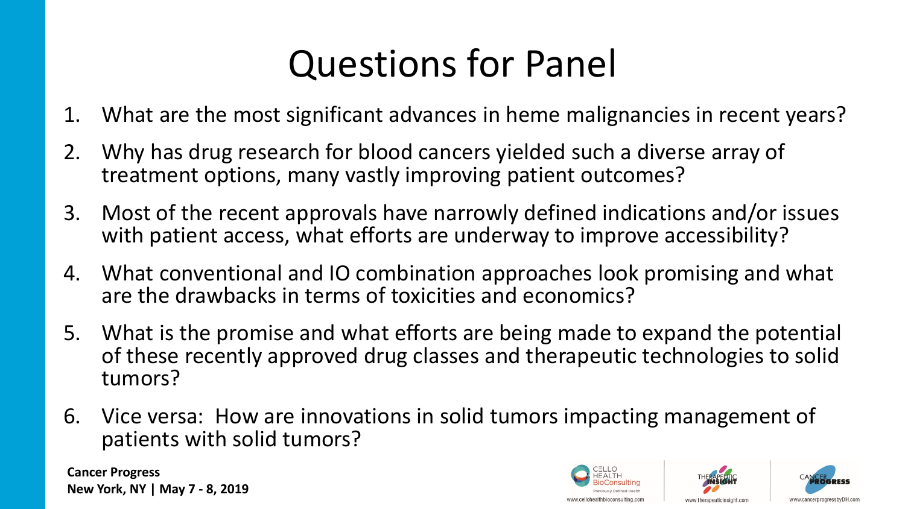# Questions for Panel

1. What are the most significant advances in heme malignancies in recent years?
2. Why has drug research for blood cancers yielded such a diverse array of treatment options, many vastly improving patient outcomes?
3. Most of the recent approvals have narrowly defined indications and/or issues with patient access, what efforts are underway to improve accessibility?
4. What conventional and IO combination approaches look promising and what are the drawbacks in terms of toxicities and economics?
5. What is the promise and what efforts are being made to expand the potential of these recently approved drug classes and therapeutic technologies to solid tumors?
6. Vice versa: How are innovations in solid tumors impacting management of patients with solid tumors?

**Cancer Progress**
**New York, NY | May 7 - 8, 2019**

www.cellohealthbioconsulting.com | www.therapeuticinsight.com | www.cancerprogressbyDH.com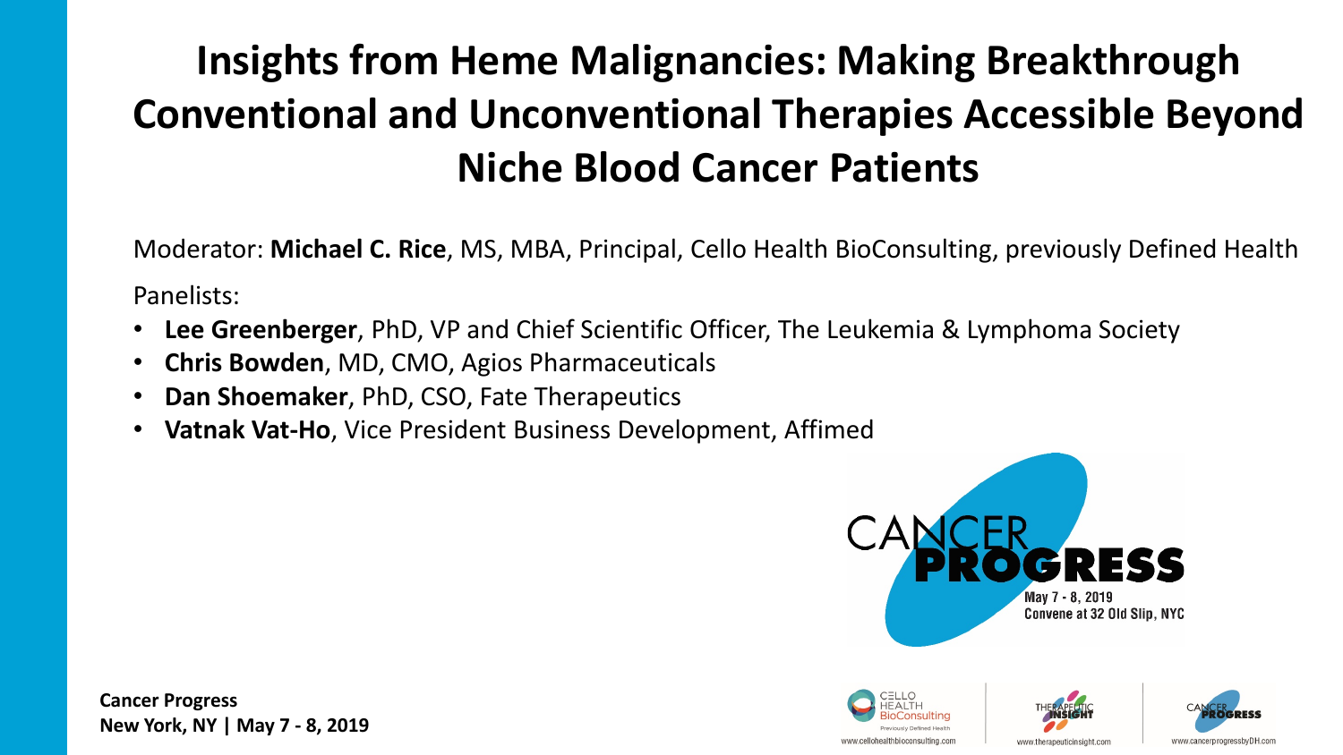# Insights from Heme Malignancies: Making Breakthrough Conventional and Unconventional Therapies Accessible Beyond Niche Blood Cancer Patients

Moderator: **Michael C. Rice**, MS, MBA, Principal, Cello Health BioConsulting, previously Defined Health

Panelists:

- **Lee Greenberger**, PhD, VP and Chief Scientific Officer, The Leukemia & Lymphoma Society
- **Chris Bowden**, MD, CMO, Agios Pharmaceuticals
- **Dan Shoemaker**, PhD, CSO, Fate Therapeutics
- **Vatnak Vat-Ho**, Vice President Business Development, Affimed

CANCER PROGRESS

May 7 - 8, 2019

Convene at 32 Old Slip, NYC

**Cancer Progress**
**New York, NY | May 7 - 8, 2019**

www.cellohealthbioconsulting.com

www.therapeuticinsight.com

www.cancerprogressbyDH.com